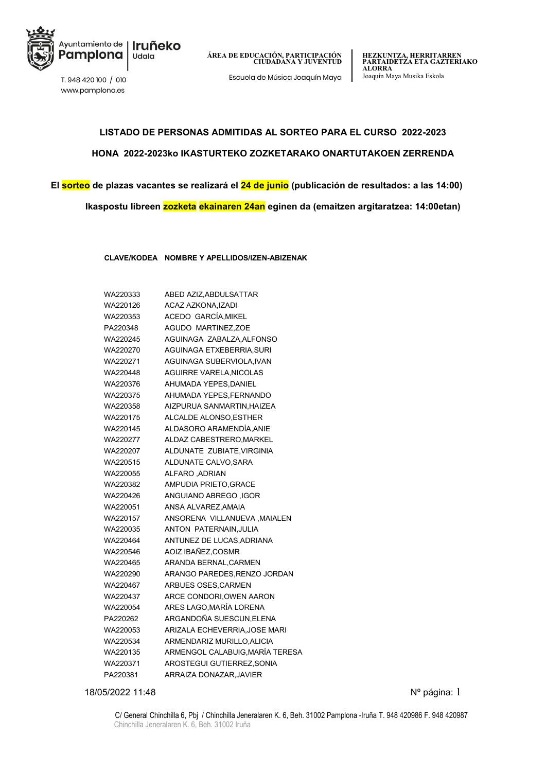Ayuntamiento de Pamplona | Iruñeko Udala

T. 948 420 100 / 010
www.pamplona.es

ÁREA DE EDUCACIÓN, PARTICIPACIÓN CIUDADANA Y JUVENTUD
Escuela de Música Joaquín Maya

HEZKUNTZA, HERRITARREN PARTAIDETZA ETA GAZTERIAKO ALORRA
Joaquín Maya Musika Eskola

## LISTADO DE PERSONAS ADMITIDAS AL SORTEO PARA EL CURSO 2022-2023

## HONA 2022-2023ko IKASTURTEKO ZOZKETARAKO ONARTUTAKOEN ZERRENDA

**El sorteo de plazas vacantes se realizará el 24 de junio (publicación de resultados: a las 14:00)**

**Ikaspostu libreen zozketa ekainaren 24an eginen da (emaitzen argitaratzea: 14:00etan)**

| CLAVE/KODEA | NOMBRE Y APELLIDOS/IZEN-ABIZENAK |
|---|---|
| WA220333 | ABED AZIZ,ABDULSATTAR |
| WA220126 | ACAZ AZKONA,IZADI |
| WA220353 | ACEDO GARCÍA,MIKEL |
| PA220348 | AGUDO MARTINEZ,ZOE |
| WA220245 | AGUINAGA ZABALZA,ALFONSO |
| WA220270 | AGUINAGA ETXEBERRIA,SURI |
| WA220271 | AGUINAGA SUBERVIOLA,IVAN |
| WA220448 | AGUIRRE VARELA,NICOLAS |
| WA220376 | AHUMADA YEPES,DANIEL |
| WA220375 | AHUMADA YEPES,FERNANDO |
| WA220358 | AIZPURUA SANMARTIN,HAIZEA |
| WA220175 | ALCALDE ALONSO,ESTHER |
| WA220145 | ALDASORO ARAMENDÍA,ANIE |
| WA220277 | ALDAZ CABESTRERO,MARKEL |
| WA220207 | ALDUNATE ZUBIATE,VIRGINIA |
| WA220515 | ALDUNATE CALVO,SARA |
| WA220055 | ALFARO ,ADRIAN |
| WA220382 | AMPUDIA PRIETO,GRACE |
| WA220426 | ANGUIANO ABREGO ,IGOR |
| WA220051 | ANSA ALVAREZ,AMAIA |
| WA220157 | ANSORENA VILLANUEVA ,MAIALEN |
| WA220035 | ANTON PATERNAIN,JULIA |
| WA220464 | ANTUNEZ DE LUCAS,ADRIANA |
| WA220546 | AOIZ IBAÑEZ,COSMR |
| WA220465 | ARANDA BERNAL,CARMEN |
| WA220290 | ARANGO PAREDES,RENZO JORDAN |
| WA220467 | ARBUES OSES,CARMEN |
| WA220437 | ARCE CONDORI,OWEN AARON |
| WA220054 | ARES LAGO,MARÍA LORENA |
| PA220262 | ARGANDOÑA SUESCUN,ELENA |
| WA220053 | ARIZALA ECHEVERRIA,JOSE MARI |
| WA220534 | ARMENDARIZ MURILLO,ALICIA |
| WA220135 | ARMENGOL CALABUIG,MARÍA TERESA |
| WA220371 | AROSTEGUI GUTIERREZ,SONIA |
| PA220381 | ARRAIZA DONAZAR,JAVIER |

18/05/2022 11:48

C/ General Chinchilla 6, Pbj / Chinchilla Jeneralaren K. 6, Beh. 31002 Pamplona -Iruña T. 948 420986 F. 948 420987
Chinchilla Jeneralaren K. 6, Beh. 31002 Iruña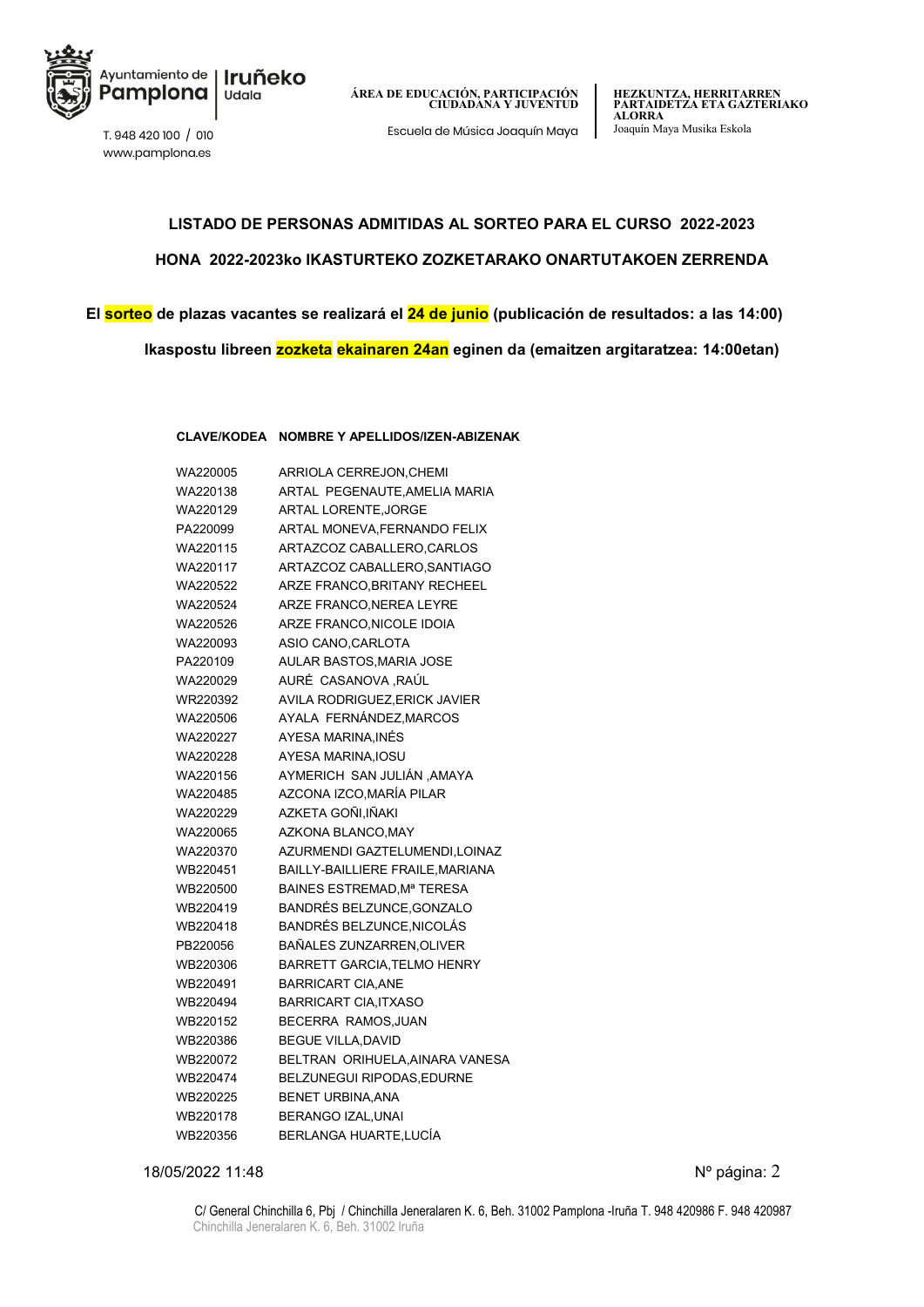## LISTADO DE PERSONAS ADMITIDAS AL SORTEO PARA EL CURSO 2022-2023

## HONA 2022-2023ko IKASTURTEKO ZOZKETARAKO ONARTUTAKOEN ZERRENDA

**El sorteo de plazas vacantes se realizará el 24 de junio (publicación de resultados: a las 14:00)**

**Ikaspostu libreen zozketa ekainaren 24an eginen da (emaitzen argitaratzea: 14:00etan)**

| CLAVE/KODEA | NOMBRE Y APELLIDOS/IZEN-ABIZENAK |
|---|---|
| WA220005 | ARRIOLA CERREJON,CHEMI |
| WA220138 | ARTAL PEGENAUTE,AMELIA MARIA |
| WA220129 | ARTAL LORENTE,JORGE |
| PA220099 | ARTAL MONEVA,FERNANDO FELIX |
| WA220115 | ARTAZCOZ CABALLERO,CARLOS |
| WA220117 | ARTAZCOZ CABALLERO,SANTIAGO |
| WA220522 | ARZE FRANCO,BRITANY RECHEEL |
| WA220524 | ARZE FRANCO,NEREA LEYRE |
| WA220526 | ARZE FRANCO,NICOLE IDOIA |
| WA220093 | ASIO CANO,CARLOTA |
| PA220109 | AULAR BASTOS,MARIA JOSE |
| WA220029 | AURÉ CASANOVA ,RAÚL |
| WR220392 | AVILA RODRIGUEZ,ERICK JAVIER |
| WA220506 | AYALA FERNÁNDEZ,MARCOS |
| WA220227 | AYESA MARINA,INÉS |
| WA220228 | AYESA MARINA,IOSU |
| WA220156 | AYMERICH SAN JULIÁN ,AMAYA |
| WA220485 | AZCONA IZCO,MARÍA PILAR |
| WA220229 | AZKETA GOÑI,IÑAKI |
| WA220065 | AZKONA BLANCO,MAY |
| WA220370 | AZURMENDI GAZTELUMENDI,LOINAZ |
| WB220451 | BAILLY-BAILLIERE FRAILE,MARIANA |
| WB220500 | BAINES ESTREMAD,Mª TERESA |
| WB220419 | BANDRÉS BELZUNCE,GONZALO |
| WB220418 | BANDRÉS BELZUNCE,NICOLÁS |
| PB220056 | BAÑALES ZUNZARREN,OLIVER |
| WB220306 | BARRETT GARCIA,TELMO HENRY |
| WB220491 | BARRICART CIA,ANE |
| WB220494 | BARRICART CIA,ITXASO |
| WB220152 | BECERRA RAMOS,JUAN |
| WB220386 | BEGUE VILLA,DAVID |
| WB220072 | BELTRAN ORIHUELA,AINARA VANESA |
| WB220474 | BELZUNEGUI RIPODAS,EDURNE |
| WB220225 | BENET URBINA,ANA |
| WB220178 | BERANGO IZAL,UNAI |
| WB220356 | BERLANGA HUARTE,LUCÍA |

18/05/2022 11:48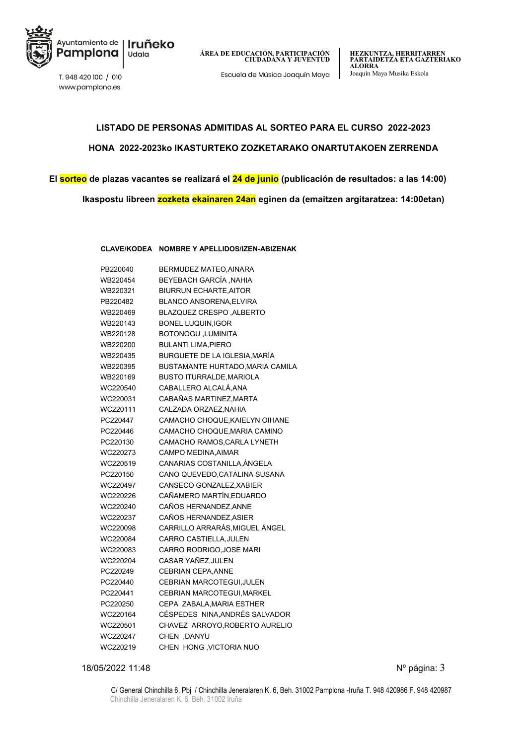## LISTADO DE PERSONAS ADMITIDAS AL SORTEO PARA EL CURSO 2022-2023

## HONA 2022-2023ko IKASTURTEKO ZOZKETARAKO ONARTUTAKOEN ZERRENDA

**El sorteo de plazas vacantes se realizará el 24 de junio (publicación de resultados: a las 14:00)**

**Ikaspostu libreen zozketa ekainaren 24an eginen da (emaitzen argitaratzea: 14:00etan)**

| CLAVE/KODEA | NOMBRE Y APELLIDOS/IZEN-ABIZENAK |
|---|---|
| PB220040 | BERMUDEZ MATEO,AINARA |
| WB220454 | BEYEBACH GARCÍA ,NAHIA |
| WB220321 | BIURRUN ECHARTE,AITOR |
| PB220482 | BLANCO ANSORENA,ELVIRA |
| WB220469 | BLAZQUEZ CRESPO ,ALBERTO |
| WB220143 | BONEL LUQUIN,IGOR |
| WB220128 | BOTONOGU ,LUMINITA |
| WB220200 | BULANTI LIMA,PIERO |
| WB220435 | BURGUETE DE LA IGLESIA,MARÍA |
| WB220395 | BUSTAMANTE HURTADO,MARIA CAMILA |
| WB220169 | BUSTO ITURRALDE,MARIOLA |
| WC220540 | CABALLERO ALCALÁ,ANA |
| WC220031 | CABAÑAS MARTINEZ,MARTA |
| WC220111 | CALZADA ORZAEZ,NAHIA |
| PC220447 | CAMACHO CHOQUE,KAIELYN OIHANE |
| PC220446 | CAMACHO CHOQUE,MARIA CAMINO |
| PC220130 | CAMACHO RAMOS,CARLA LYNETH |
| WC220273 | CAMPO MEDINA,AIMAR |
| WC220519 | CANARIAS COSTANILLA,ÁNGELA |
| PC220150 | CANO QUEVEDO,CATALINA SUSANA |
| WC220497 | CANSECO GONZALEZ,XABIER |
| WC220226 | CAÑAMERO MARTÍN,EDUARDO |
| WC220240 | CAÑOS HERNANDEZ,ANNE |
| WC220237 | CAÑOS HERNANDEZ,ASIER |
| WC220098 | CARRILLO ARRARÁS,MIGUEL ÁNGEL |
| WC220084 | CARRO CASTIELLA,JULEN |
| WC220083 | CARRO RODRIGO,JOSE MARI |
| WC220204 | CASAR YAÑEZ,JULEN |
| PC220249 | CEBRIAN CEPA,ANNE |
| PC220440 | CEBRIAN MARCOTEGUI,JULEN |
| PC220441 | CEBRIAN MARCOTEGUI,MARKEL |
| PC220250 | CEPA ZABALA,MARIA ESTHER |
| WC220164 | CÉSPEDES NINA,ANDRÉS SALVADOR |
| WC220501 | CHAVEZ ARROYO,ROBERTO AURELIO |
| WC220247 | CHEN ,DANYU |
| WC220219 | CHEN HONG ,VICTORIA NUO |

18/05/2022 11:48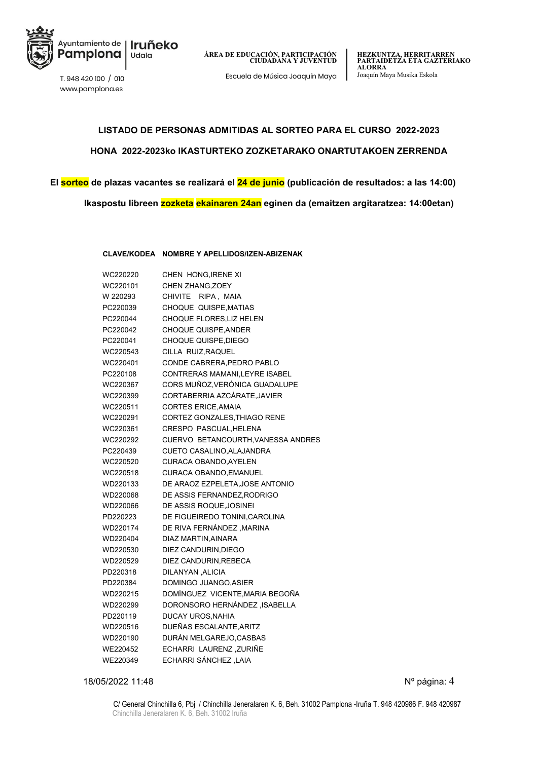## LISTADO DE PERSONAS ADMITIDAS AL SORTEO PARA EL CURSO 2022-2023

## HONA 2022-2023ko IKASTURTEKO ZOZKETARAKO ONARTUTAKOEN ZERRENDA

**El sorteo de plazas vacantes se realizará el 24 de junio (publicación de resultados: a las 14:00)**

**Ikaspostu libreen zozketa ekainaren 24an eginen da (emaitzen argitaratzea: 14:00etan)**

| CLAVE/KODEA | NOMBRE Y APELLIDOS/IZEN-ABIZENAK |
|---|---|
| WC220220 | CHEN HONG,IRENE XI |
| WC220101 | CHEN ZHANG,ZOEY |
| W 220293 | CHIVITE RIPA , MAIA |
| PC220039 | CHOQUE QUISPE,MATIAS |
| PC220044 | CHOQUE FLORES,LIZ HELEN |
| PC220042 | CHOQUE QUISPE,ANDER |
| PC220041 | CHOQUE QUISPE,DIEGO |
| WC220543 | CILLA RUIZ,RAQUEL |
| WC220401 | CONDE CABRERA,PEDRO PABLO |
| PC220108 | CONTRERAS MAMANI,LEYRE ISABEL |
| WC220367 | CORS MUÑOZ,VERÓNICA GUADALUPE |
| WC220399 | CORTABERRIA AZCÁRATE,JAVIER |
| WC220511 | CORTES ERICE,AMAIA |
| WC220291 | CORTEZ GONZALES,THIAGO RENE |
| WC220361 | CRESPO PASCUAL,HELENA |
| WC220292 | CUERVO BETANCOURTH,VANESSA ANDRES |
| PC220439 | CUETO CASALINO,ALAJANDRA |
| WC220520 | CURACA OBANDO,AYELEN |
| WC220518 | CURACA OBANDO,EMANUEL |
| WD220133 | DE ARAOZ EZPELETA,JOSE ANTONIO |
| WD220068 | DE ASSIS FERNANDEZ,RODRIGO |
| WD220066 | DE ASSIS ROQUE,JOSINEI |
| PD220223 | DE FIGUEIREDO TONINI,CAROLINA |
| WD220174 | DE RIVA FERNÁNDEZ ,MARINA |
| WD220404 | DIAZ MARTIN,AINARA |
| WD220530 | DIEZ CANDURIN,DIEGO |
| WD220529 | DIEZ CANDURIN,REBECA |
| PD220318 | DILANYAN ,ALICIA |
| PD220384 | DOMINGO JUANGO,ASIER |
| WD220215 | DOMÍNGUEZ VICENTE,MARIA BEGOÑA |
| WD220299 | DORONSORO HERNÁNDEZ ,ISABELLA |
| PD220119 | DUCAY UROS,NAHIA |
| WD220516 | DUEÑAS ESCALANTE,ARITZ |
| WD220190 | DURÁN MELGAREJO,CASBAS |
| WE220452 | ECHARRI LAURENZ ,ZURIÑE |
| WE220349 | ECHARRI SÁNCHEZ ,LAIA |

18/05/2022 11:48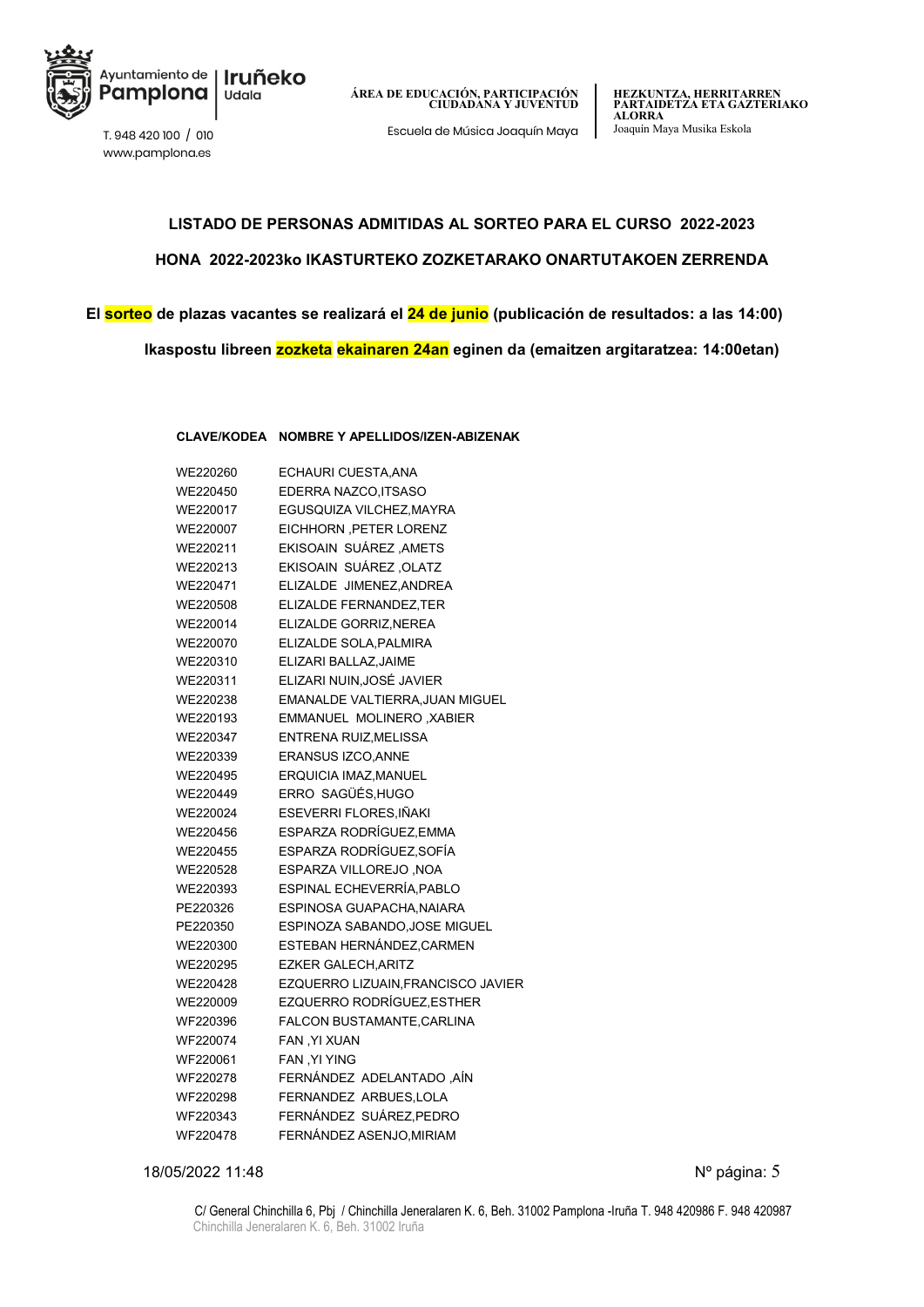**LISTADO DE PERSONAS ADMITIDAS AL SORTEO PARA EL CURSO 2022-2023**

**HONA 2022-2023ko IKASTURTEKO ZOZKETARAKO ONARTUTAKOEN ZERRENDA**

**El sorteo de plazas vacantes se realizará el 24 de junio (publicación de resultados: a las 14:00)**

**Ikaspostu libreen zozketa ekainaren 24an eginen da (emaitzen argitaratzea: 14:00etan)**

| CLAVE/KODEA | NOMBRE Y APELLIDOS/IZEN-ABIZENAK |
|---|---|
| WE220260 | ECHAURI CUESTA,ANA |
| WE220450 | EDERRA NAZCO,ITSASO |
| WE220017 | EGUSQUIZA VILCHEZ,MAYRA |
| WE220007 | EICHHORN ,PETER LORENZ |
| WE220211 | EKISOAIN SUÁREZ ,AMETS |
| WE220213 | EKISOAIN SUÁREZ ,OLATZ |
| WE220471 | ELIZALDE JIMENEZ,ANDREA |
| WE220508 | ELIZALDE FERNANDEZ,TER |
| WE220014 | ELIZALDE GORRIZ,NEREA |
| WE220070 | ELIZALDE SOLA,PALMIRA |
| WE220310 | ELIZARI BALLAZ,JAIME |
| WE220311 | ELIZARI NUIN,JOSÉ JAVIER |
| WE220238 | EMANALDE VALTIERRA,JUAN MIGUEL |
| WE220193 | EMMANUEL MOLINERO ,XABIER |
| WE220347 | ENTRENA RUIZ,MELISSA |
| WE220339 | ERANSUS IZCO,ANNE |
| WE220495 | ERQUICIA IMAZ,MANUEL |
| WE220449 | ERRO SAGÜÉS,HUGO |
| WE220024 | ESEVERRI FLORES,IÑAKI |
| WE220456 | ESPARZA RODRÍGUEZ,EMMA |
| WE220455 | ESPARZA RODRÍGUEZ,SOFÍA |
| WE220528 | ESPARZA VILLOREJO ,NOA |
| WE220393 | ESPINAL ECHEVERRÍA,PABLO |
| PE220326 | ESPINOSA GUAPACHA,NAIARA |
| PE220350 | ESPINOZA SABANDO,JOSE MIGUEL |
| WE220300 | ESTEBAN HERNÁNDEZ,CARMEN |
| WE220295 | EZKER GALECH,ARITZ |
| WE220428 | EZQUERRO LIZUAIN,FRANCISCO JAVIER |
| WE220009 | EZQUERRO RODRÍGUEZ,ESTHER |
| WF220396 | FALCON BUSTAMANTE,CARLINA |
| WF220074 | FAN ,YI XUAN |
| WF220061 | FAN ,YI YING |
| WF220278 | FERNÁNDEZ ADELANTADO ,AÍN |
| WF220298 | FERNANDEZ ARBUES,LOLA |
| WF220343 | FERNÁNDEZ SUÁREZ,PEDRO |
| WF220478 | FERNÁNDEZ ASENJO,MIRIAM |

18/05/2022 11:48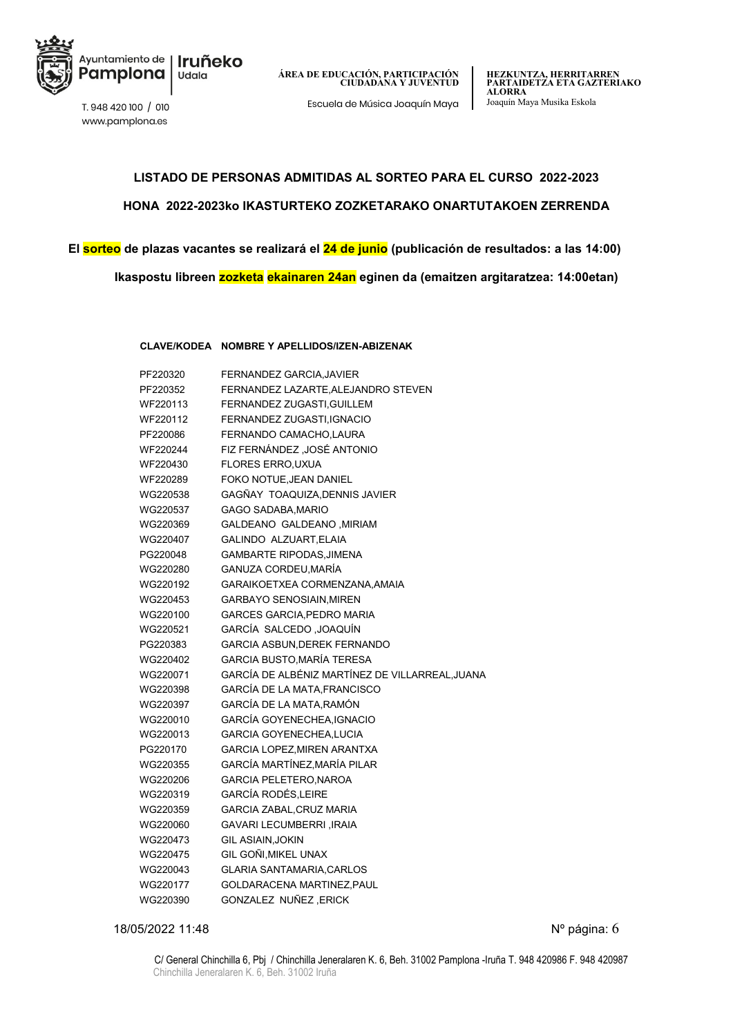LISTADO DE PERSONAS ADMITIDAS AL SORTEO PARA EL CURSO 2022-2023

HONA 2022-2023ko IKASTURTEKO ZOZKETARAKO ONARTUTAKOEN ZERRENDA

**El sorteo de plazas vacantes se realizará el 24 de junio (publicación de resultados: a las 14:00)**

**Ikaspostu libreen zozketa ekainaren 24an eginen da (emaitzen argitaratzea: 14:00etan)**

| CLAVE/KODEA | NOMBRE Y APELLIDOS/IZEN-ABIZENAK |
|---|---|
| PF220320 | FERNANDEZ GARCIA,JAVIER |
| PF220352 | FERNANDEZ LAZARTE,ALEJANDRO STEVEN |
| WF220113 | FERNANDEZ ZUGASTI,GUILLEM |
| WF220112 | FERNANDEZ ZUGASTI,IGNACIO |
| PF220086 | FERNANDO CAMACHO,LAURA |
| WF220244 | FIZ FERNÁNDEZ ,JOSÉ ANTONIO |
| WF220430 | FLORES ERRO,UXUA |
| WF220289 | FOKO NOTUE,JEAN DANIEL |
| WG220538 | GAGÑAY TOAQUIZA,DENNIS JAVIER |
| WG220537 | GAGO SADABA,MARIO |
| WG220369 | GALDEANO GALDEANO ,MIRIAM |
| WG220407 | GALINDO ALZUART,ELAIA |
| PG220048 | GAMBARTE RIPODAS,JIMENA |
| WG220280 | GANUZA CORDEU,MARÍA |
| WG220192 | GARAIKOETXEA CORMENZANA,AMAIA |
| WG220453 | GARBAYO SENOSIAIN,MIREN |
| WG220100 | GARCES GARCIA,PEDRO MARIA |
| WG220521 | GARCÍA SALCEDO ,JOAQUÍN |
| PG220383 | GARCIA ASBUN,DEREK FERNANDO |
| WG220402 | GARCIA BUSTO,MARÍA TERESA |
| WG220071 | GARCÍA DE ALBÉNIZ MARTÍNEZ DE VILLARREAL,JUANA |
| WG220398 | GARCÍA DE LA MATA,FRANCISCO |
| WG220397 | GARCÍA DE LA MATA,RAMÓN |
| WG220010 | GARCÍA GOYENECHEA,IGNACIO |
| WG220013 | GARCIA GOYENECHEA,LUCIA |
| PG220170 | GARCIA LOPEZ,MIREN ARANTXA |
| WG220355 | GARCÍA MARTÍNEZ,MARÍA PILAR |
| WG220206 | GARCIA PELETERO,NAROA |
| WG220319 | GARCÍA RODÉS,LEIRE |
| WG220359 | GARCIA ZABAL,CRUZ MARIA |
| WG220060 | GAVARI LECUMBERRI ,IRAIA |
| WG220473 | GIL ASIAIN,JOKIN |
| WG220475 | GIL GOÑI,MIKEL UNAX |
| WG220043 | GLARIA SANTAMARIA,CARLOS |
| WG220177 | GOLDARACENA MARTINEZ,PAUL |
| WG220390 | GONZALEZ NUÑEZ ,ERICK |

18/05/2022 11:48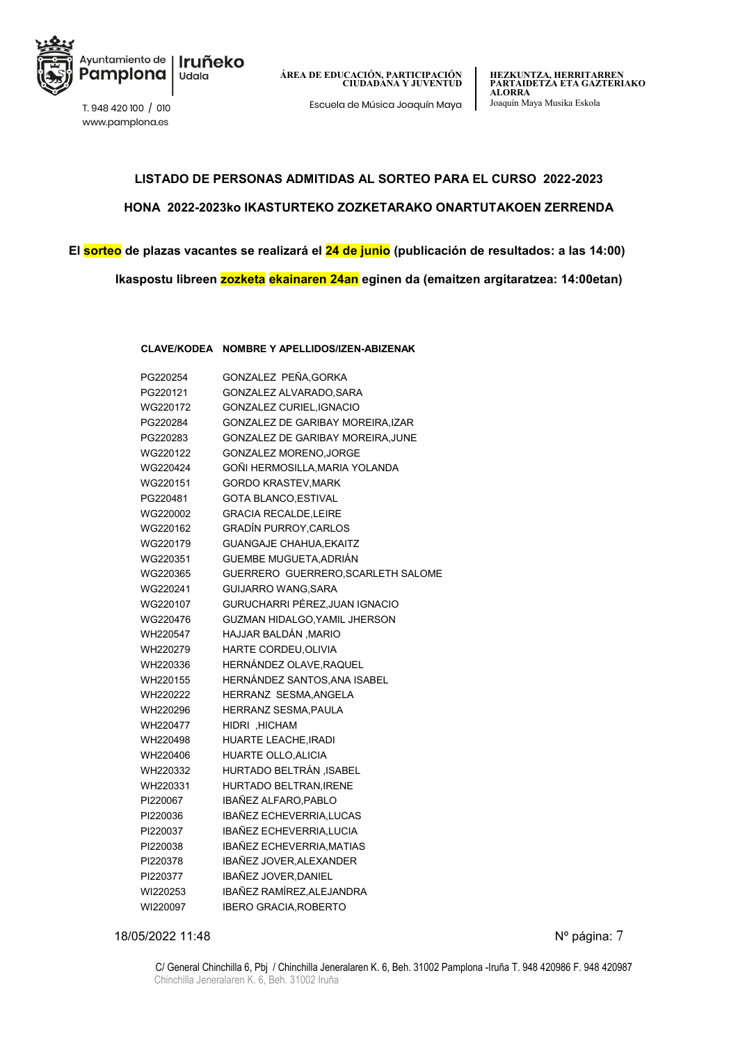**LISTADO DE PERSONAS ADMITIDAS AL SORTEO PARA EL CURSO 2022-2023**

**HONA 2022-2023ko IKASTURTEKO ZOZKETARAKO ONARTUTAKOEN ZERRENDA**

**El sorteo de plazas vacantes se realizará el 24 de junio (publicación de resultados: a las 14:00)**

**Ikaspostu libreen zozketa ekainaren 24an eginen da (emaitzen argitaratzea: 14:00etan)**

| CLAVE/KODEA | NOMBRE Y APELLIDOS/IZEN-ABIZENAK |
|---|---|
| PG220254 | GONZALEZ PEÑA,GORKA |
| PG220121 | GONZALEZ ALVARADO,SARA |
| WG220172 | GONZALEZ CURIEL,IGNACIO |
| PG220284 | GONZALEZ DE GARIBAY MOREIRA,IZAR |
| PG220283 | GONZALEZ DE GARIBAY MOREIRA,JUNE |
| WG220122 | GONZALEZ MORENO,JORGE |
| WG220424 | GOÑI HERMOSILLA,MARIA YOLANDA |
| WG220151 | GORDO KRASTEV,MARK |
| PG220481 | GOTA BLANCO,ESTIVAL |
| WG220002 | GRACIA RECALDE,LEIRE |
| WG220162 | GRADÍN PURROY,CARLOS |
| WG220179 | GUANGAJE CHAHUA,EKAITZ |
| WG220351 | GUEMBE MUGUETA,ADRIÁN |
| WG220365 | GUERRERO GUERRERO,SCARLETH SALOME |
| WG220241 | GUIJARRO WANG,SARA |
| WG220107 | GURUCHARRI PÉREZ,JUAN IGNACIO |
| WG220476 | GUZMAN HIDALGO,YAMIL JHERSON |
| WH220547 | HAJJAR BALDÁN ,MARIO |
| WH220279 | HARTE CORDEU,OLIVIA |
| WH220336 | HERNÁNDEZ OLAVE,RAQUEL |
| WH220155 | HERNÁNDEZ SANTOS,ANA ISABEL |
| WH220222 | HERRANZ SESMA,ANGELA |
| WH220296 | HERRANZ SESMA,PAULA |
| WH220477 | HIDRI ,HICHAM |
| WH220498 | HUARTE LEACHE,IRADI |
| WH220406 | HUARTE OLLO,ALICIA |
| WH220332 | HURTADO BELTRÁN ,ISABEL |
| WH220331 | HURTADO BELTRAN,IRENE |
| PI220067 | IBAÑEZ ALFARO,PABLO |
| PI220036 | IBAÑEZ ECHEVERRIA,LUCAS |
| PI220037 | IBAÑEZ ECHEVERRIA,LUCIA |
| PI220038 | IBAÑEZ ECHEVERRIA,MATIAS |
| PI220378 | IBAÑEZ JOVER,ALEXANDER |
| PI220377 | IBAÑEZ JOVER,DANIEL |
| WI220253 | IBAÑEZ RAMÍREZ,ALEJANDRA |
| WI220097 | IBERO GRACIA,ROBERTO |

18/05/2022 11:48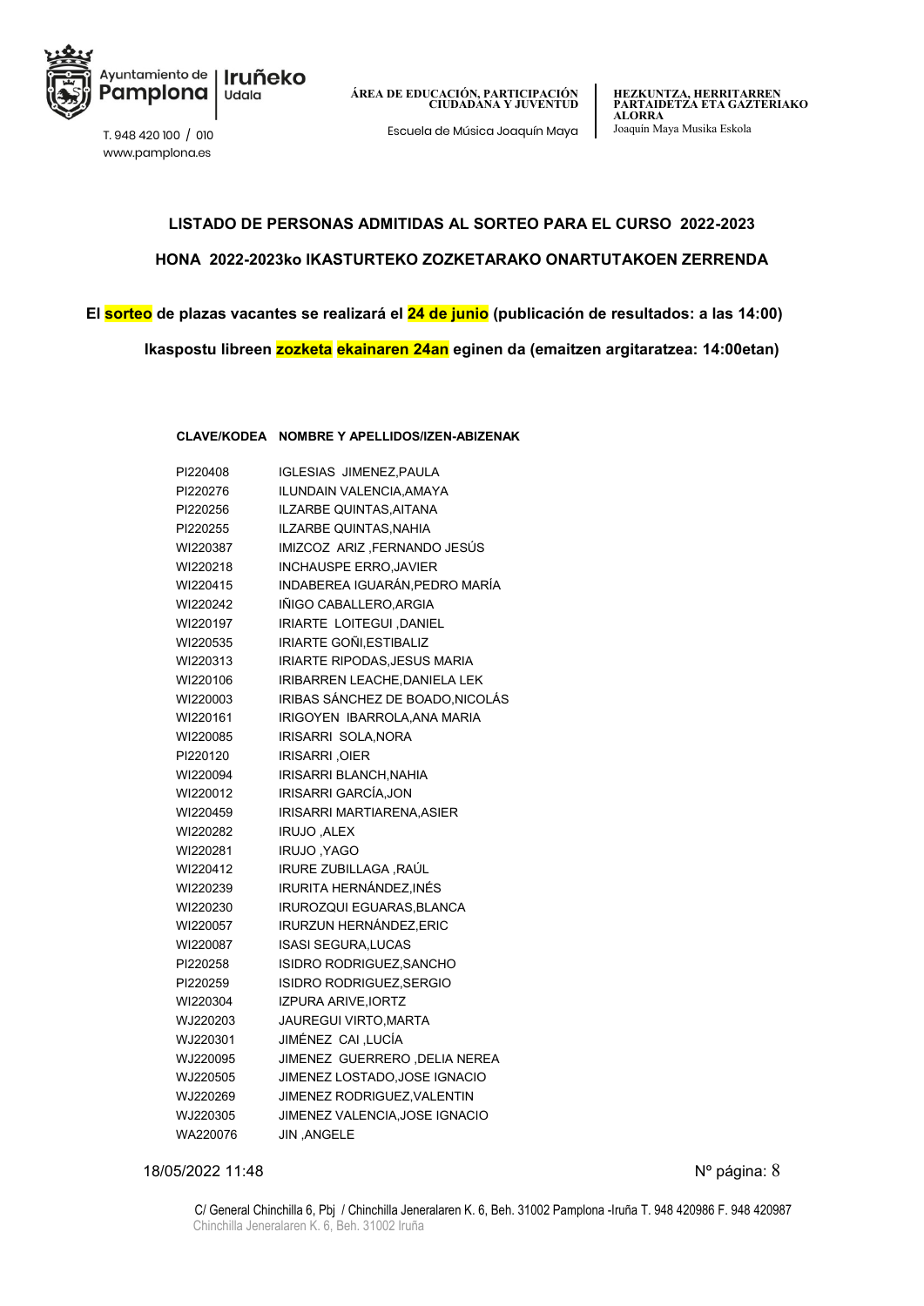**LISTADO DE PERSONAS ADMITIDAS AL SORTEO PARA EL CURSO 2022-2023**

**HONA 2022-2023ko IKASTURTEKO ZOZKETARAKO ONARTUTAKOEN ZERRENDA**

**El sorteo de plazas vacantes se realizará el 24 de junio (publicación de resultados: a las 14:00)**

**Ikaspostu libreen zozketa ekainaren 24an eginen da (emaitzen argitaratzea: 14:00etan)**

| CLAVE/KODEA | NOMBRE Y APELLIDOS/IZEN-ABIZENAK |
|---|---|
| PI220408 | IGLESIAS JIMENEZ,PAULA |
| PI220276 | ILUNDAIN VALENCIA,AMAYA |
| PI220256 | ILZARBE QUINTAS,AITANA |
| PI220255 | ILZARBE QUINTAS,NAHIA |
| WI220387 | IMIZCOZ ARIZ ,FERNANDO JESÚS |
| WI220218 | INCHAUSPE ERRO,JAVIER |
| WI220415 | INDABEREA IGUARÁN,PEDRO MARÍA |
| WI220242 | IÑIGO CABALLERO,ARGIA |
| WI220197 | IRIARTE LOITEGUI ,DANIEL |
| WI220535 | IRIARTE GOÑI,ESTIBALIZ |
| WI220313 | IRIARTE RIPODAS,JESUS MARIA |
| WI220106 | IRIBARREN LEACHE,DANIELA LEK |
| WI220003 | IRIBAS SÁNCHEZ DE BOADO,NICOLÁS |
| WI220161 | IRIGOYEN IBARROLA,ANA MARIA |
| WI220085 | IRISARRI SOLA,NORA |
| PI220120 | IRISARRI ,OIER |
| WI220094 | IRISARRI BLANCH,NAHIA |
| WI220012 | IRISARRI GARCÍA,JON |
| WI220459 | IRISARRI MARTIARENA,ASIER |
| WI220282 | IRUJO ,ALEX |
| WI220281 | IRUJO ,YAGO |
| WI220412 | IRURE ZUBILLAGA ,RAÚL |
| WI220239 | IRURITA HERNÁNDEZ,INÉS |
| WI220230 | IRUROZQUI EGUARAS,BLANCA |
| WI220057 | IRURZUN HERNÁNDEZ,ERIC |
| WI220087 | ISASI SEGURA,LUCAS |
| PI220258 | ISIDRO RODRIGUEZ,SANCHO |
| PI220259 | ISIDRO RODRIGUEZ,SERGIO |
| WI220304 | IZPURA ARIVE,IORTZ |
| WJ220203 | JAUREGUI VIRTO,MARTA |
| WJ220301 | JIMÉNEZ CAI ,LUCÍA |
| WJ220095 | JIMENEZ GUERRERO ,DELIA NEREA |
| WJ220505 | JIMENEZ LOSTADO,JOSE IGNACIO |
| WJ220269 | JIMENEZ RODRIGUEZ,VALENTIN |
| WJ220305 | JIMENEZ VALENCIA,JOSE IGNACIO |
| WA220076 | JIN ,ANGELE |

18/05/2022 11:48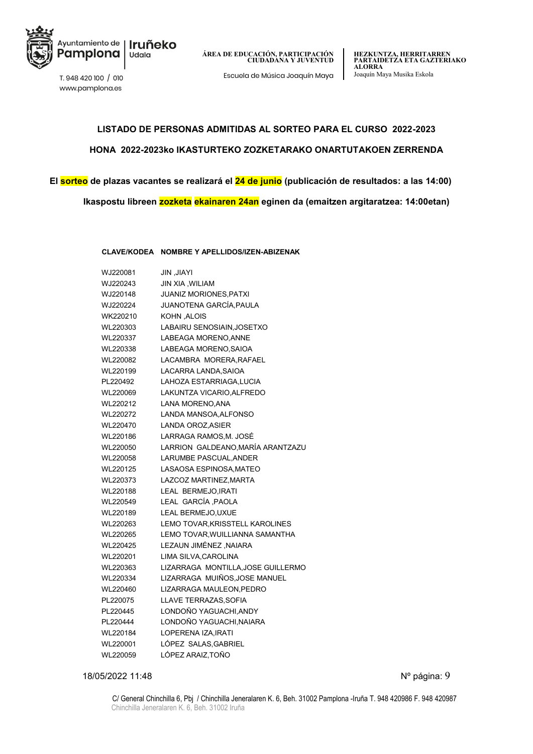**LISTADO DE PERSONAS ADMITIDAS AL SORTEO PARA EL CURSO 2022-2023**

**HONA 2022-2023ko IKASTURTEKO ZOZKETARAKO ONARTUTAKOEN ZERRENDA**

**El sorteo de plazas vacantes se realizará el 24 de junio (publicación de resultados: a las 14:00)**

**Ikaspostu libreen zozketa ekainaren 24an eginen da (emaitzen argitaratzea: 14:00etan)**

| CLAVE/KODEA | NOMBRE Y APELLIDOS/IZEN-ABIZENAK |
|---|---|
| WJ220081 | JIN ,JIAYI |
| WJ220243 | JIN XIA ,WILIAM |
| WJ220148 | JUANIZ MORIONES,PATXI |
| WJ220224 | JUANOTENA GARCÍA,PAULA |
| WK220210 | KOHN ,ALOIS |
| WL220303 | LABAIRU SENOSIAIN,JOSETXO |
| WL220337 | LABEAGA MORENO,ANNE |
| WL220338 | LABEAGA MORENO,SAIOA |
| WL220082 | LACAMBRA MORERA,RAFAEL |
| WL220199 | LACARRA LANDA,SAIOA |
| PL220492 | LAHOZA ESTARRIAGA,LUCIA |
| WL220069 | LAKUNTZA VICARIO,ALFREDO |
| WL220212 | LANA MORENO,ANA |
| WL220272 | LANDA MANSOA,ALFONSO |
| WL220470 | LANDA OROZ,ASIER |
| WL220186 | LARRAGA RAMOS,M. JOSÉ |
| WL220050 | LARRION GALDEANO,MARÍA ARANTZAZU |
| WL220058 | LARUMBE PASCUAL,ANDER |
| WL220125 | LASAOSA ESPINOSA,MATEO |
| WL220373 | LAZCOZ MARTINEZ,MARTA |
| WL220188 | LEAL BERMEJO,IRATI |
| WL220549 | LEAL GARCÍA ,PAOLA |
| WL220189 | LEAL BERMEJO,UXUE |
| WL220263 | LEMO TOVAR,KRISSTELL KAROLINES |
| WL220265 | LEMO TOVAR,WUILLIANNA SAMANTHA |
| WL220425 | LEZAUN JIMÉNEZ ,NAIARA |
| WL220201 | LIMA SILVA,CAROLINA |
| WL220363 | LIZARRAGA MONTILLA,JOSE GUILLERMO |
| WL220334 | LIZARRAGA MUIÑOS,JOSE MANUEL |
| WL220460 | LIZARRAGA MAULEON,PEDRO |
| PL220075 | LLAVE TERRAZAS,SOFIA |
| PL220445 | LONDOÑO YAGUACHI,ANDY |
| PL220444 | LONDOÑO YAGUACHI,NAIARA |
| WL220184 | LOPERENA IZA,IRATI |
| WL220001 | LÓPEZ SALAS,GABRIEL |
| WL220059 | LÓPEZ ARAIZ,TOÑO |

18/05/2022 11:48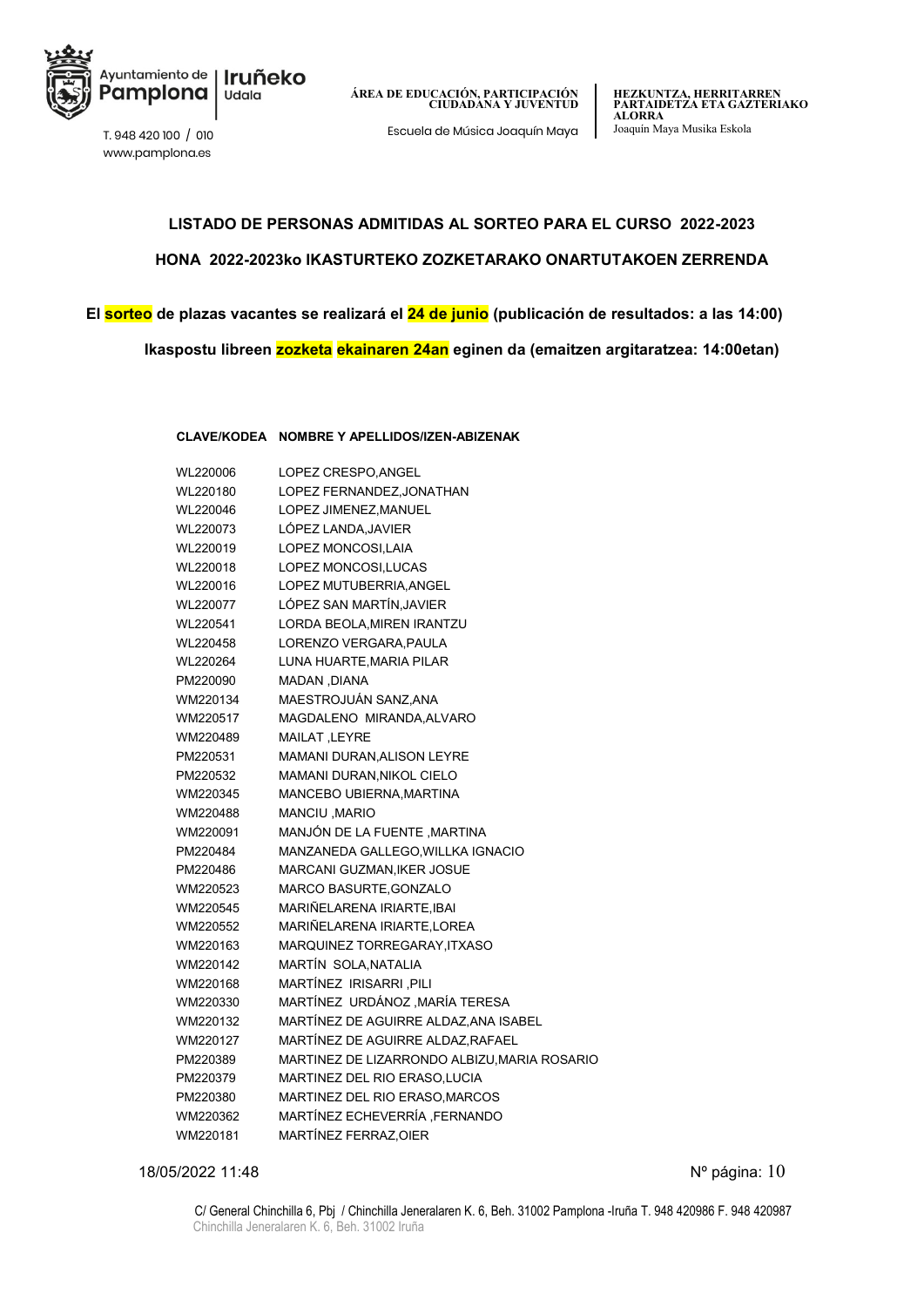## LISTADO DE PERSONAS ADMITIDAS AL SORTEO PARA EL CURSO 2022-2023

## HONA 2022-2023ko IKASTURTEKO ZOZKETARAKO ONARTUTAKOEN ZERRENDA

**El sorteo de plazas vacantes se realizará el 24 de junio (publicación de resultados: a las 14:00)**

**Ikaspostu libreen zozketa ekainaren 24an eginen da (emaitzen argitaratzea: 14:00etan)**

| CLAVE/KODEA | NOMBRE Y APELLIDOS/IZEN-ABIZENAK |
|---|---|
| WL220006 | LOPEZ CRESPO,ANGEL |
| WL220180 | LOPEZ FERNANDEZ,JONATHAN |
| WL220046 | LOPEZ JIMENEZ,MANUEL |
| WL220073 | LÓPEZ LANDA,JAVIER |
| WL220019 | LOPEZ MONCOSI,LAIA |
| WL220018 | LOPEZ MONCOSI,LUCAS |
| WL220016 | LOPEZ MUTUBERRIA,ANGEL |
| WL220077 | LÓPEZ SAN MARTÍN,JAVIER |
| WL220541 | LORDA BEOLA,MIREN IRANTZU |
| WL220458 | LORENZO VERGARA,PAULA |
| WL220264 | LUNA HUARTE,MARIA PILAR |
| PM220090 | MADAN ,DIANA |
| WM220134 | MAESTROJUÁN SANZ,ANA |
| WM220517 | MAGDALENO MIRANDA,ALVARO |
| WM220489 | MAILAT ,LEYRE |
| PM220531 | MAMANI DURAN,ALISON LEYRE |
| PM220532 | MAMANI DURAN,NIKOL CIELO |
| WM220345 | MANCEBO UBIERNA,MARTINA |
| WM220488 | MANCIU ,MARIO |
| WM220091 | MANJÓN DE LA FUENTE ,MARTINA |
| PM220484 | MANZANEDA GALLEGO,WILLKA IGNACIO |
| PM220486 | MARCANI GUZMAN,IKER JOSUE |
| WM220523 | MARCO BASURTE,GONZALO |
| WM220545 | MARIÑELARENA IRIARTE,IBAI |
| WM220552 | MARIÑELARENA IRIARTE,LOREA |
| WM220163 | MARQUINEZ TORREGARAY,ITXASO |
| WM220142 | MARTÍN SOLA,NATALIA |
| WM220168 | MARTÍNEZ IRISARRI ,PILI |
| WM220330 | MARTÍNEZ URDÁNOZ ,MARÍA TERESA |
| WM220132 | MARTÍNEZ DE AGUIRRE ALDAZ,ANA ISABEL |
| WM220127 | MARTÍNEZ DE AGUIRRE ALDAZ,RAFAEL |
| PM220389 | MARTINEZ DE LIZARRONDO ALBIZU,MARIA ROSARIO |
| PM220379 | MARTINEZ DEL RIO ERASO,LUCIA |
| PM220380 | MARTINEZ DEL RIO ERASO,MARCOS |
| WM220362 | MARTÍNEZ ECHEVERRÍA ,FERNANDO |
| WM220181 | MARTÍNEZ FERRAZ,OIER |

18/05/2022 11:48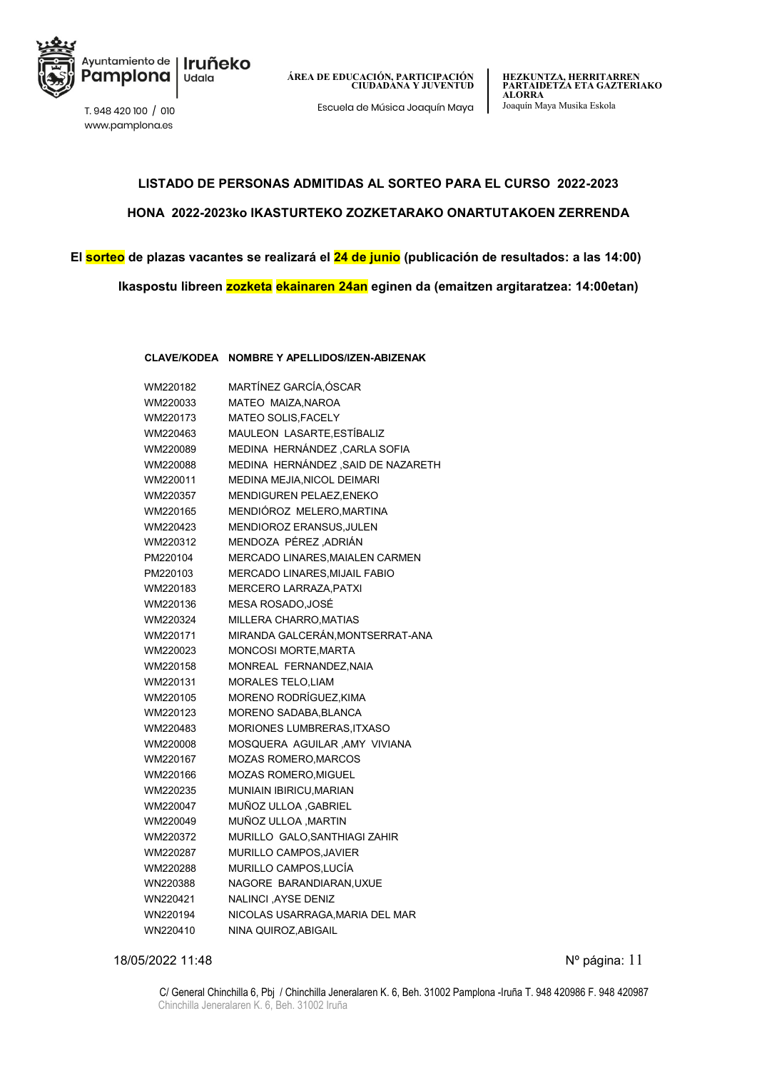**LISTADO DE PERSONAS ADMITIDAS AL SORTEO PARA EL CURSO 2022-2023**

**HONA 2022-2023ko IKASTURTEKO ZOZKETARAKO ONARTUTAKOEN ZERRENDA**

**El sorteo de plazas vacantes se realizará el 24 de junio (publicación de resultados: a las 14:00)**

**Ikaspostu libreen zozketa ekainaren 24an eginen da (emaitzen argitaratzea: 14:00etan)**

| CLAVE/KODEA | NOMBRE Y APELLIDOS/IZEN-ABIZENAK |
|---|---|
| WM220182 | MARTÍNEZ GARCÍA,ÓSCAR |
| WM220033 | MATEO MAIZA,NAROA |
| WM220173 | MATEO SOLIS,FACELY |
| WM220463 | MAULEON LASARTE,ESTÍBALIZ |
| WM220089 | MEDINA HERNÁNDEZ ,CARLA SOFIA |
| WM220088 | MEDINA HERNÁNDEZ ,SAID DE NAZARETH |
| WM220011 | MEDINA MEJIA,NICOL DEIMARI |
| WM220357 | MENDIGUREN PELAEZ,ENEKO |
| WM220165 | MENDIÓROZ MELERO,MARTINA |
| WM220423 | MENDIOROZ ERANSUS,JULEN |
| WM220312 | MENDOZA PÉREZ ,ADRIÁN |
| PM220104 | MERCADO LINARES,MAIALEN CARMEN |
| PM220103 | MERCADO LINARES,MIJAIL FABIO |
| WM220183 | MERCERO LARRAZA,PATXI |
| WM220136 | MESA ROSADO,JOSÉ |
| WM220324 | MILLERA CHARRO,MATIAS |
| WM220171 | MIRANDA GALCERÁN,MONTSERRAT-ANA |
| WM220023 | MONCOSI MORTE,MARTA |
| WM220158 | MONREAL FERNANDEZ,NAIA |
| WM220131 | MORALES TELO,LIAM |
| WM220105 | MORENO RODRÍGUEZ,KIMA |
| WM220123 | MORENO SADABA,BLANCA |
| WM220483 | MORIONES LUMBRERAS,ITXASO |
| WM220008 | MOSQUERA AGUILAR ,AMY VIVIANA |
| WM220167 | MOZAS ROMERO,MARCOS |
| WM220166 | MOZAS ROMERO,MIGUEL |
| WM220235 | MUNIAIN IBIRICU,MARIAN |
| WM220047 | MUÑOZ ULLOA ,GABRIEL |
| WM220049 | MUÑOZ ULLOA ,MARTIN |
| WM220372 | MURILLO GALO,SANTHIAGI ZAHIR |
| WM220287 | MURILLO CAMPOS,JAVIER |
| WM220288 | MURILLO CAMPOS,LUCÍA |
| WN220388 | NAGORE BARANDIARAN,UXUE |
| WN220421 | NALINCI ,AYSE DENIZ |
| WN220194 | NICOLAS USARRAGA,MARIA DEL MAR |
| WN220410 | NINA QUIROZ,ABIGAIL |

18/05/2022 11:48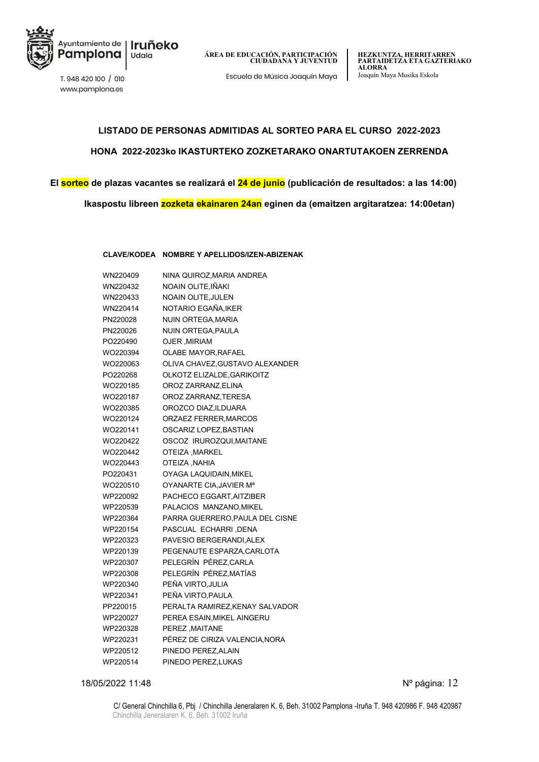## LISTADO DE PERSONAS ADMITIDAS AL SORTEO PARA EL CURSO 2022-2023

## HONA 2022-2023ko IKASTURTEKO ZOZKETARAKO ONARTUTAKOEN ZERRENDA

**El sorteo de plazas vacantes se realizará el 24 de junio (publicación de resultados: a las 14:00)**

**Ikaspostu libreen zozketa ekainaren 24an eginen da (emaitzen argitaratzea: 14:00etan)**

| CLAVE/KODEA | NOMBRE Y APELLIDOS/IZEN-ABIZENAK |
|---|---|
| WN220409 | NINA QUIROZ,MARIA ANDREA |
| WN220432 | NOAIN OLITE,IÑAKI |
| WN220433 | NOAIN OLITE,JULEN |
| WN220414 | NOTARIO EGAÑA,IKER |
| PN220028 | NUIN ORTEGA,MARIA |
| PN220026 | NUIN ORTEGA,PAULA |
| PO220490 | OJER ,MIRIAM |
| WO220394 | OLABE MAYOR,RAFAEL |
| WO220063 | OLIVA CHAVEZ,GUSTAVO ALEXANDER |
| PO220268 | OLKOTZ ELIZALDE,GARIKOITZ |
| WO220185 | OROZ ZARRANZ,ELINA |
| WO220187 | OROZ ZARRANZ,TERESA |
| WO220385 | OROZCO DIAZ,ILDUARA |
| WO220124 | ORZAEZ FERRER,MARCOS |
| WO220141 | OSCARIZ LOPEZ,BASTIAN |
| WO220422 | OSCOZ IRUROZQUI,MAITANE |
| WO220442 | OTEIZA ,MARKEL |
| WO220443 | OTEIZA ,NAHIA |
| PO220431 | OYAGA LAQUIDAIN,MIKEL |
| WO220510 | OYANARTE CIA,JAVIER Mª |
| WP220092 | PACHECO EGGART,AITZIBER |
| WP220539 | PALACIOS MANZANO,MIKEL |
| WP220364 | PARRA GUERRERO,PAULA DEL CISNE |
| WP220154 | PASCUAL ECHARRI ,DENA |
| WP220323 | PAVESIO BERGERANDI,ALEX |
| WP220139 | PEGENAUTE ESPARZA,CARLOTA |
| WP220307 | PELEGRÍN PÉREZ,CARLA |
| WP220308 | PELEGRÍN PÉREZ,MATÍAS |
| WP220340 | PEÑA VIRTO,JULIA |
| WP220341 | PEÑA VIRTO,PAULA |
| PP220015 | PERALTA RAMIREZ,KENAY SALVADOR |
| WP220027 | PEREA ESAIN,MIKEL AINGERU |
| WP220328 | PEREZ ,MAITANE |
| WP220231 | PÉREZ DE CIRIZA VALENCIA,NORA |
| WP220512 | PINEDO PEREZ,ALAIN |
| WP220514 | PINEDO PEREZ,LUKAS |

18/05/2022 11:48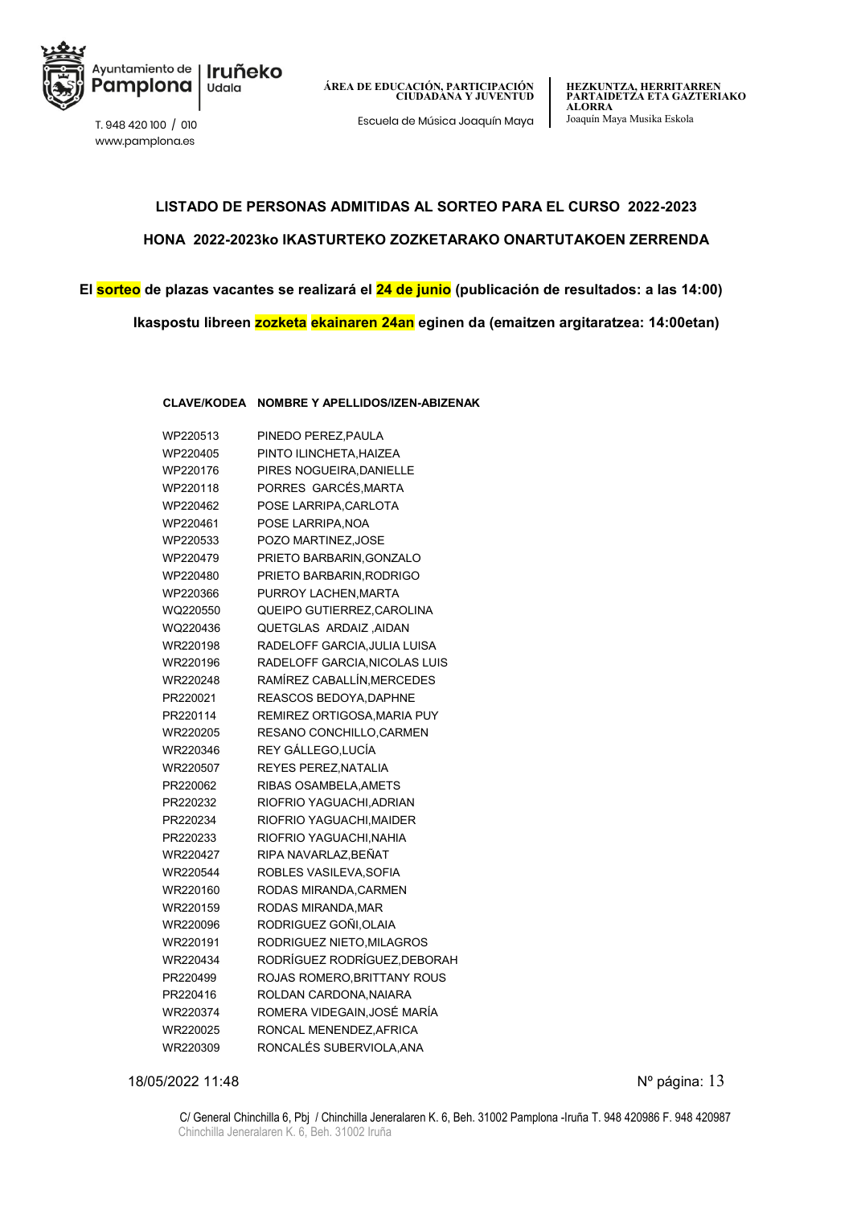## LISTADO DE PERSONAS ADMITIDAS AL SORTEO PARA EL CURSO 2022-2023

## HONA 2022-2023ko IKASTURTEKO ZOZKETARAKO ONARTUTAKOEN ZERRENDA

**El sorteo de plazas vacantes se realizará el 24 de junio (publicación de resultados: a las 14:00)**

**Ikaspostu libreen zozketa ekainaren 24an eginen da (emaitzen argitaratzea: 14:00etan)**

| CLAVE/KODEA | NOMBRE Y APELLIDOS/IZEN-ABIZENAK |
|---|---|
| WP220513 | PINEDO PEREZ,PAULA |
| WP220405 | PINTO ILINCHETA,HAIZEA |
| WP220176 | PIRES NOGUEIRA,DANIELLE |
| WP220118 | PORRES GARCÉS,MARTA |
| WP220462 | POSE LARRIPA,CARLOTA |
| WP220461 | POSE LARRIPA,NOA |
| WP220533 | POZO MARTINEZ,JOSE |
| WP220479 | PRIETO BARBARIN,GONZALO |
| WP220480 | PRIETO BARBARIN,RODRIGO |
| WP220366 | PURROY LACHEN,MARTA |
| WQ220550 | QUEIPO GUTIERREZ,CAROLINA |
| WQ220436 | QUETGLAS ARDAIZ ,AIDAN |
| WR220198 | RADELOFF GARCIA,JULIA LUISA |
| WR220196 | RADELOFF GARCIA,NICOLAS LUIS |
| WR220248 | RAMÍREZ CABALLÍN,MERCEDES |
| PR220021 | REASCOS BEDOYA,DAPHNE |
| PR220114 | REMIREZ ORTIGOSA,MARIA PUY |
| WR220205 | RESANO CONCHILLO,CARMEN |
| WR220346 | REY GÁLLEGO,LUCÍA |
| WR220507 | REYES PEREZ,NATALIA |
| PR220062 | RIBAS OSAMBELA,AMETS |
| PR220232 | RIOFRIO YAGUACHI,ADRIAN |
| PR220234 | RIOFRIO YAGUACHI,MAIDER |
| PR220233 | RIOFRIO YAGUACHI,NAHIA |
| WR220427 | RIPA NAVARLAZ,BEÑAT |
| WR220544 | ROBLES VASILEVA,SOFIA |
| WR220160 | RODAS MIRANDA,CARMEN |
| WR220159 | RODAS MIRANDA,MAR |
| WR220096 | RODRIGUEZ GOÑI,OLAIA |
| WR220191 | RODRIGUEZ NIETO,MILAGROS |
| WR220434 | RODRÍGUEZ RODRÍGUEZ,DEBORAH |
| PR220499 | ROJAS ROMERO,BRITTANY ROUS |
| PR220416 | ROLDAN CARDONA,NAIARA |
| WR220374 | ROMERA VIDEGAIN,JOSÉ MARÍA |
| WR220025 | RONCAL MENENDEZ,AFRICA |
| WR220309 | RONCALÉS SUBERVIOLA,ANA |

18/05/2022 11:48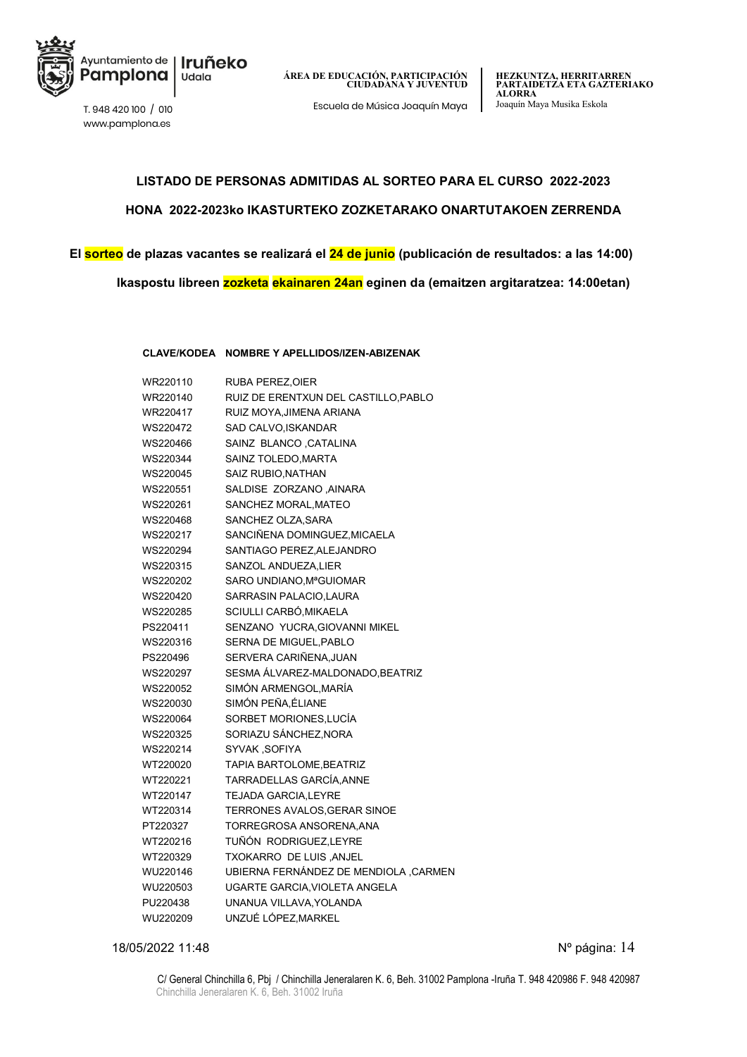## LISTADO DE PERSONAS ADMITIDAS AL SORTEO PARA EL CURSO 2022-2023

## HONA 2022-2023ko IKASTURTEKO ZOZKETARAKO ONARTUTAKOEN ZERRENDA

**El sorteo de plazas vacantes se realizará el 24 de junio (publicación de resultados: a las 14:00)**

**Ikaspostu libreen zozketa ekainaren 24an eginen da (emaitzen argitaratzea: 14:00etan)**

| CLAVE/KODEA | NOMBRE Y APELLIDOS/IZEN-ABIZENAK |
|---|---|
| WR220110 | RUBA PEREZ,OIER |
| WR220140 | RUIZ DE ERENTXUN DEL CASTILLO,PABLO |
| WR220417 | RUIZ MOYA,JIMENA ARIANA |
| WS220472 | SAD CALVO,ISKANDAR |
| WS220466 | SAINZ BLANCO ,CATALINA |
| WS220344 | SAINZ TOLEDO,MARTA |
| WS220045 | SAIZ RUBIO,NATHAN |
| WS220551 | SALDISE ZORZANO ,AINARA |
| WS220261 | SANCHEZ MORAL,MATEO |
| WS220468 | SANCHEZ OLZA,SARA |
| WS220217 | SANCIÑENA DOMINGUEZ,MICAELA |
| WS220294 | SANTIAGO PEREZ,ALEJANDRO |
| WS220315 | SANZOL ANDUEZA,LIER |
| WS220202 | SARO UNDIANO,MªGUIOMAR |
| WS220420 | SARRASIN PALACIO,LAURA |
| WS220285 | SCIULLI CARBÓ,MIKAELA |
| PS220411 | SENZANO YUCRA,GIOVANNI MIKEL |
| WS220316 | SERNA DE MIGUEL,PABLO |
| PS220496 | SERVERA CARIÑENA,JUAN |
| WS220297 | SESMA ÁLVAREZ-MALDONADO,BEATRIZ |
| WS220052 | SIMÓN ARMENGOL,MARÍA |
| WS220030 | SIMÓN PEÑA,ÉLIANE |
| WS220064 | SORBET MORIONES,LUCÍA |
| WS220325 | SORIAZU SÁNCHEZ,NORA |
| WS220214 | SYVAK ,SOFIYA |
| WT220020 | TAPIA BARTOLOME,BEATRIZ |
| WT220221 | TARRADELLAS GARCÍA,ANNE |
| WT220147 | TEJADA GARCIA,LEYRE |
| WT220314 | TERRONES AVALOS,GERAR SINOE |
| PT220327 | TORREGROSA ANSORENA,ANA |
| WT220216 | TUÑÓN RODRIGUEZ,LEYRE |
| WT220329 | TXOKARRO DE LUIS ,ANJEL |
| WU220146 | UBIERNA FERNÁNDEZ DE MENDIOLA ,CARMEN |
| WU220503 | UGARTE GARCIA,VIOLETA ANGELA |
| PU220438 | UNANUA VILLAVA,YOLANDA |
| WU220209 | UNZUÉ LÓPEZ,MARKEL |

18/05/2022 11:48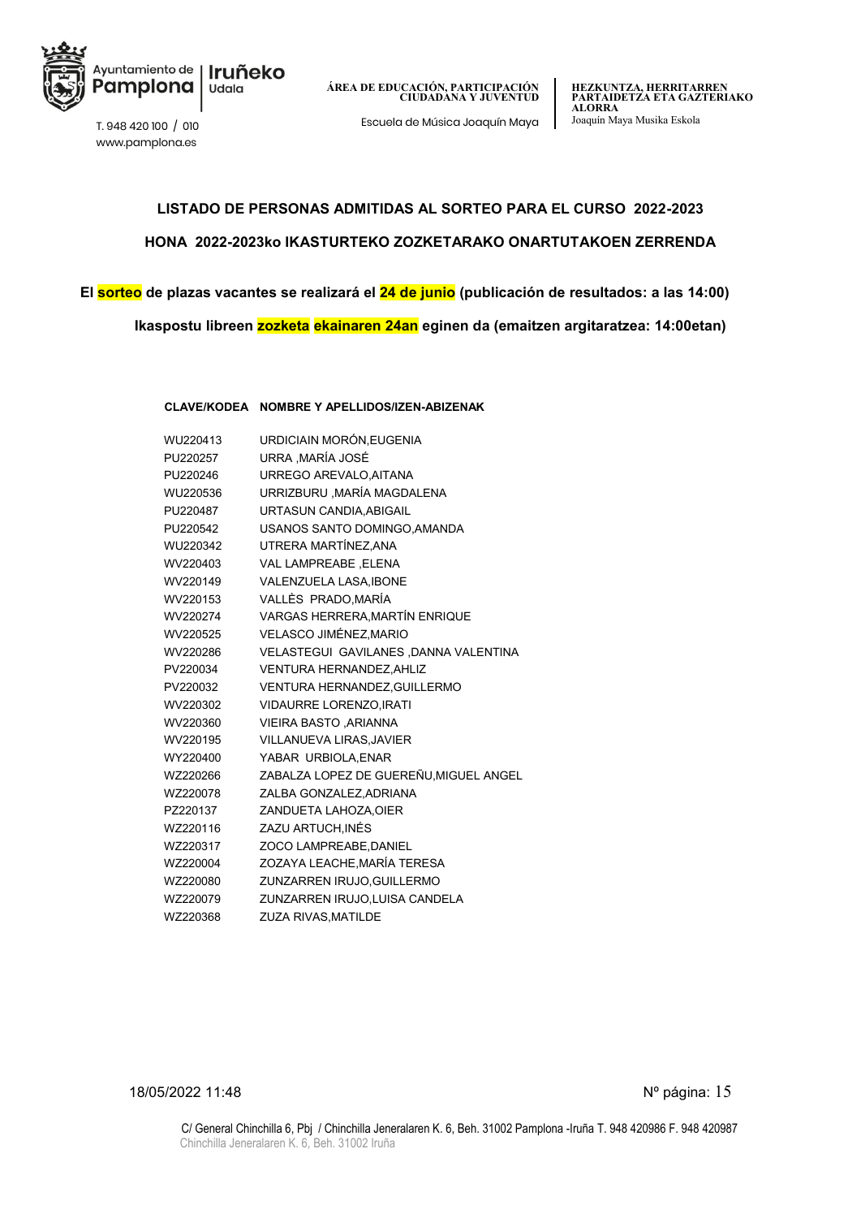**LISTADO DE PERSONAS ADMITIDAS AL SORTEO PARA EL CURSO 2022-2023**

**HONA 2022-2023ko IKASTURTEKO ZOZKETARAKO ONARTUTAKOEN ZERRENDA**

**El sorteo de plazas vacantes se realizará el 24 de junio (publicación de resultados: a las 14:00)**

**Ikaspostu libreen zozketa ekainaren 24an eginen da (emaitzen argitaratzea: 14:00etan)**

| CLAVE/KODEA | NOMBRE Y APELLIDOS/IZEN-ABIZENAK |
|---|---|
| WU220413 | URDICIAIN MORÓN,EUGENIA |
| PU220257 | URRA ,MARÍA JOSÉ |
| PU220246 | URREGO AREVALO,AITANA |
| WU220536 | URRIZBURU ,MARÍA MAGDALENA |
| PU220487 | URTASUN CANDIA,ABIGAIL |
| PU220542 | USANOS SANTO DOMINGO,AMANDA |
| WU220342 | UTRERA MARTÍNEZ,ANA |
| WV220403 | VAL LAMPREABE ,ELENA |
| WV220149 | VALENZUELA LASA,IBONE |
| WV220153 | VALLÈS PRADO,MARÍA |
| WV220274 | VARGAS HERRERA,MARTÍN ENRIQUE |
| WV220525 | VELASCO JIMÉNEZ,MARIO |
| WV220286 | VELASTEGUI GAVILANES ,DANNA VALENTINA |
| PV220034 | VENTURA HERNANDEZ,AHLIZ |
| PV220032 | VENTURA HERNANDEZ,GUILLERMO |
| WV220302 | VIDAURRE LORENZO,IRATI |
| WV220360 | VIEIRA BASTO ,ARIANNA |
| WV220195 | VILLANUEVA LIRAS,JAVIER |
| WY220400 | YABAR URBIOLA,ENAR |
| WZ220266 | ZABALZA LOPEZ DE GUEREÑU,MIGUEL ANGEL |
| WZ220078 | ZALBA GONZALEZ,ADRIANA |
| PZ220137 | ZANDUETA LAHOZA,OIER |
| WZ220116 | ZAZU ARTUCH,INÉS |
| WZ220317 | ZOCO LAMPREABE,DANIEL |
| WZ220004 | ZOZAYA LEACHE,MARÍA TERESA |
| WZ220080 | ZUNZARREN IRUJO,GUILLERMO |
| WZ220079 | ZUNZARREN IRUJO,LUISA CANDELA |
| WZ220368 | ZUZA RIVAS,MATILDE |

18/05/2022 11:48